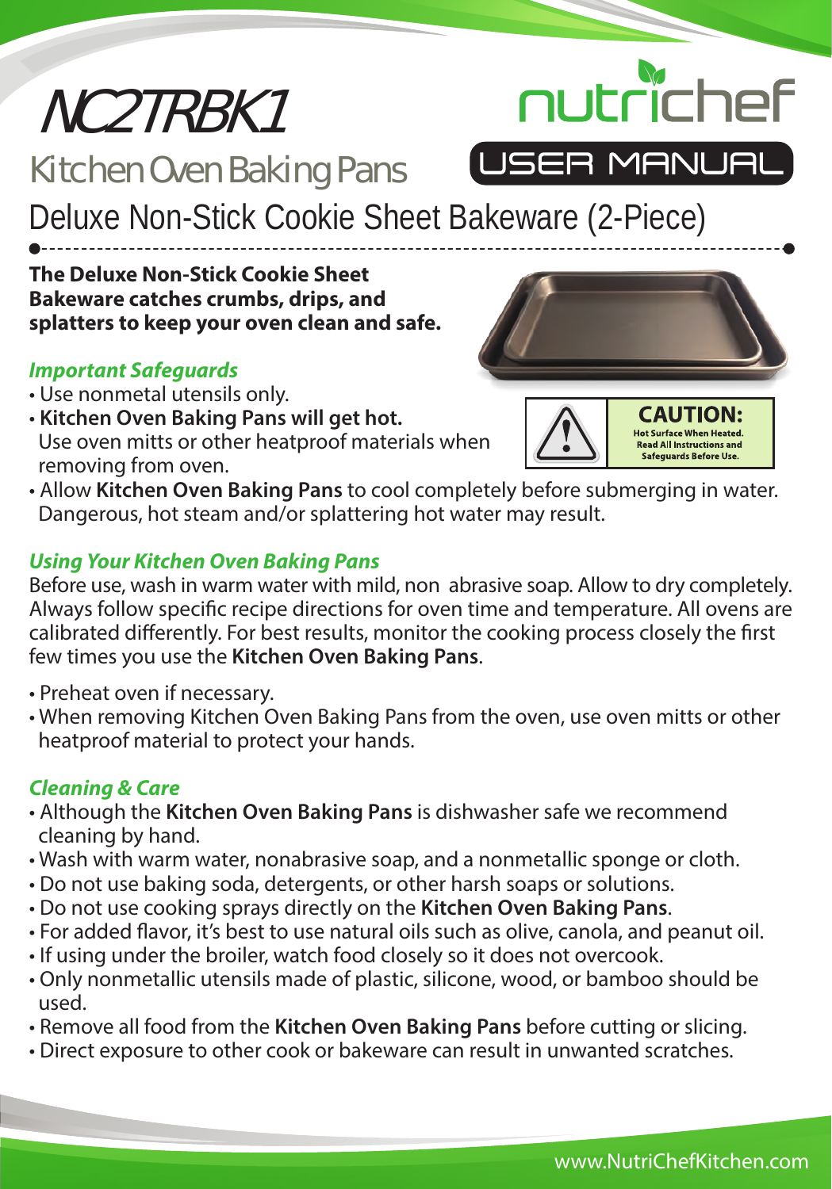# NC2TRBK1

nutrichef

USER MANUAL

## Kitchen Oven Baking Pans

## Deluxe Non-Stick Cookie Sheet Bakeware (2-Piece)

**The Deluxe Non-Stick Cookie Sheet Bakeware catches crumbs, drips, and splatters to keep your oven clean and safe.**

### *Important Safeguards*

- Use nonmetal utensils only.
- **Kitchen Oven Baking Pans will get hot.** Use oven mitts or other heatproof materials when removing from oven.
- Allow **Kitchen Oven Baking Pans** to cool completely before submerging in water. Dangerous, hot steam and/or splattering hot water may result.

**CAUTION:** Hot Surface When Heated. Read All Instructions and Safeguards Before Use.

### *Using Your Kitchen Oven Baking Pans*

Before use, wash in warm water with mild, non abrasive soap. Allow to dry completely. Always follow specific recipe directions for oven time and temperature. All ovens are calibrated differently. For best results, monitor the cooking process closely the first few times you use the **Kitchen Oven Baking Pans**.

- Preheat oven if necessary.
- When removing Kitchen Oven Baking Pans from the oven, use oven mitts or other heatproof material to protect your hands.

### *Cleaning & Care*

- Although the **Kitchen Oven Baking Pans** is dishwasher safe we recommend cleaning by hand.
- Wash with warm water, nonabrasive soap, and a nonmetallic sponge or cloth.
- Do not use baking soda, detergents, or other harsh soaps or solutions.
- Do not use cooking sprays directly on the **Kitchen Oven Baking Pans**.
- For added flavor, it's best to use natural oils such as olive, canola, and peanut oil.
- If using under the broiler, watch food closely so it does not overcook.
- Only nonmetallic utensils made of plastic, silicone, wood, or bamboo should be used.
- Remove all food from the **Kitchen Oven Baking Pans** before cutting or slicing.
- Direct exposure to other cook or bakeware can result in unwanted scratches.

www.NutriChefKitchen.com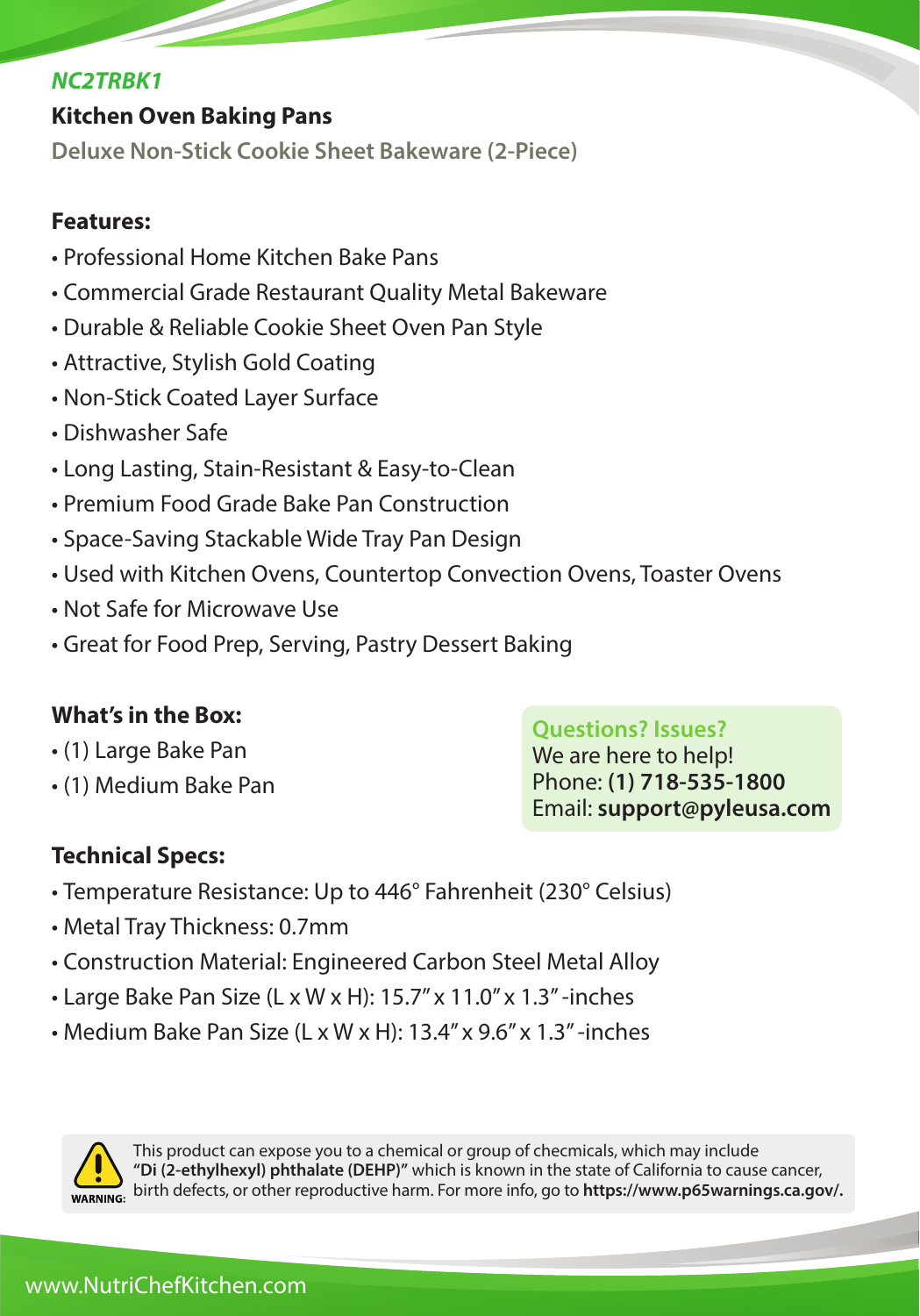***NC2TRBK1***

## Kitchen Oven Baking Pans

**Deluxe Non-Stick Cookie Sheet Bakeware (2-Piece)**

### Features:

- Professional Home Kitchen Bake Pans
- Commercial Grade Restaurant Quality Metal Bakeware
- Durable & Reliable Cookie Sheet Oven Pan Style
- Attractive, Stylish Gold Coating
- Non-Stick Coated Layer Surface
- Dishwasher Safe
- Long Lasting, Stain-Resistant & Easy-to-Clean
- Premium Food Grade Bake Pan Construction
- Space-Saving Stackable Wide Tray Pan Design
- Used with Kitchen Ovens, Countertop Convection Ovens, Toaster Ovens
- Not Safe for Microwave Use
- Great for Food Prep, Serving, Pastry Dessert Baking

### What's in the Box:

- (1) Large Bake Pan
- (1) Medium Bake Pan

**Questions? Issues?**
We are here to help!
Phone: **(1) 718-535-1800**
Email: **support@pyleusa.com**

### Technical Specs:

- Temperature Resistance: Up to 446° Fahrenheit (230° Celsius)
- Metal Tray Thickness: 0.7mm
- Construction Material: Engineered Carbon Steel Metal Alloy
- Large Bake Pan Size (L x W x H): 15.7" x 11.0" x 1.3" -inches
- Medium Bake Pan Size (L x W x H): 13.4" x 9.6" x 1.3" -inches

**WARNING:** This product can expose you to a chemical or group of checmicals, which may include **"Di (2-ethylhexyl) phthalate (DEHP)"** which is known in the state of California to cause cancer, birth defects, or other reproductive harm. For more info, go to **https://www.p65warnings.ca.gov/.**

www.NutriChefKitchen.com